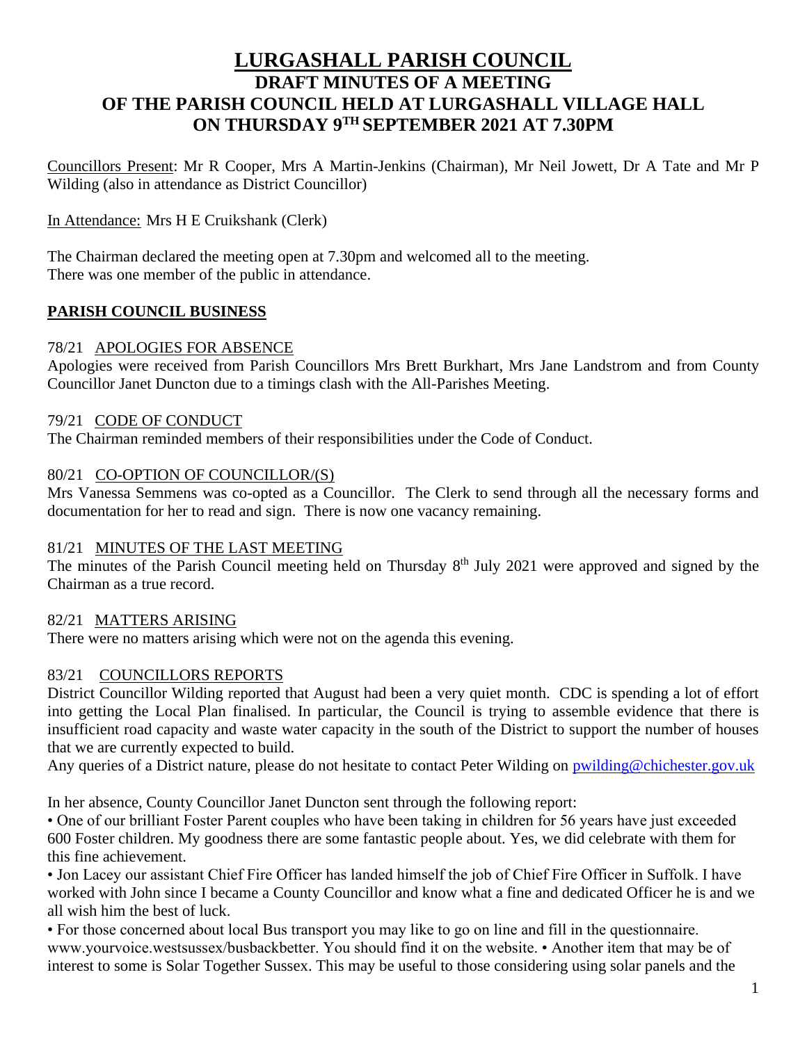# LURGASHALL PARISH COUNCIL

## DRAFT MINUTES OF A MEETING OF THE PARISH COUNCIL HELD AT LURGASHALL VILLAGE HALL ON THURSDAY 9TH SEPTEMBER 2021 AT 7.30PM

Councillors Present: Mr R Cooper, Mrs A Martin-Jenkins (Chairman), Mr Neil Jowett, Dr A Tate and Mr P Wilding (also in attendance as District Councillor)

In Attendance: Mrs H E Cruikshank (Clerk)

The Chairman declared the meeting open at 7.30pm and welcomed all to the meeting.
There was one member of the public in attendance.

### PARISH COUNCIL BUSINESS

#### 78/21 APOLOGIES FOR ABSENCE

Apologies were received from Parish Councillors Mrs Brett Burkhart, Mrs Jane Landstrom and from County Councillor Janet Duncton due to a timings clash with the All-Parishes Meeting.

#### 79/21 CODE OF CONDUCT

The Chairman reminded members of their responsibilities under the Code of Conduct.

#### 80/21 CO-OPTION OF COUNCILLOR/(S)

Mrs Vanessa Semmens was co-opted as a Councillor. The Clerk to send through all the necessary forms and documentation for her to read and sign. There is now one vacancy remaining.

#### 81/21 MINUTES OF THE LAST MEETING

The minutes of the Parish Council meeting held on Thursday 8th July 2021 were approved and signed by the Chairman as a true record.

#### 82/21 MATTERS ARISING

There were no matters arising which were not on the agenda this evening.

#### 83/21 COUNCILLORS REPORTS

District Councillor Wilding reported that August had been a very quiet month. CDC is spending a lot of effort into getting the Local Plan finalised. In particular, the Council is trying to assemble evidence that there is insufficient road capacity and waste water capacity in the south of the District to support the number of houses that we are currently expected to build.

Any queries of a District nature, please do not hesitate to contact Peter Wilding on pwilding@chichester.gov.uk

In her absence, County Councillor Janet Duncton sent through the following report:

- One of our brilliant Foster Parent couples who have been taking in children for 56 years have just exceeded 600 Foster children. My goodness there are some fantastic people about. Yes, we did celebrate with them for this fine achievement.
- Jon Lacey our assistant Chief Fire Officer has landed himself the job of Chief Fire Officer in Suffolk. I have worked with John since I became a County Councillor and know what a fine and dedicated Officer he is and we all wish him the best of luck.
- For those concerned about local Bus transport you may like to go on line and fill in the questionnaire. www.yourvoice.westsussex/busbackbetter. You should find it on the website.
- Another item that may be of interest to some is Solar Together Sussex. This may be useful to those considering using solar panels and the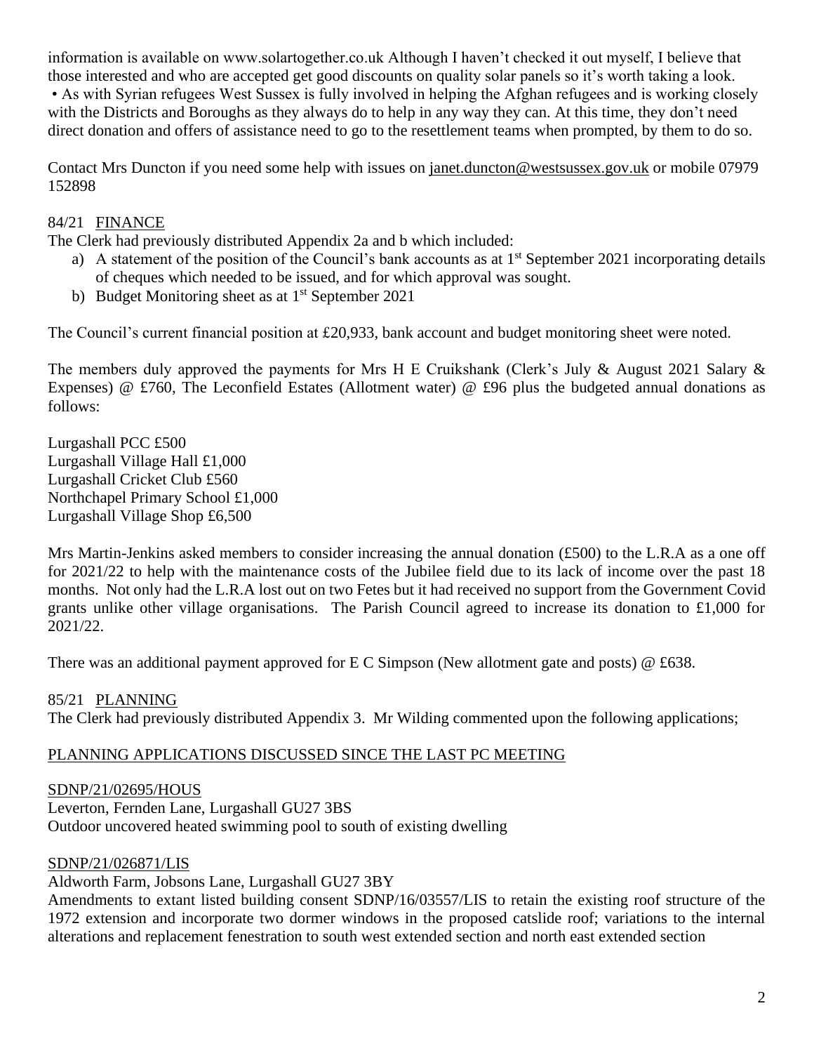information is available on www.solartogether.co.uk Although I haven't checked it out myself, I believe that those interested and who are accepted get good discounts on quality solar panels so it's worth taking a look.
• As with Syrian refugees West Sussex is fully involved in helping the Afghan refugees and is working closely with the Districts and Boroughs as they always do to help in any way they can. At this time, they don't need direct donation and offers of assistance need to go to the resettlement teams when prompted, by them to do so.

Contact Mrs Duncton if you need some help with issues on janet.duncton@westsussex.gov.uk or mobile 07979 152898

84/21 FINANCE

The Clerk had previously distributed Appendix 2a and b which included:

a) A statement of the position of the Council's bank accounts as at 1st September 2021 incorporating details of cheques which needed to be issued, and for which approval was sought.
b) Budget Monitoring sheet as at 1st September 2021

The Council's current financial position at £20,933, bank account and budget monitoring sheet were noted.

The members duly approved the payments for Mrs H E Cruikshank (Clerk's July & August 2021 Salary & Expenses) @ £760, The Leconfield Estates (Allotment water) @ £96 plus the budgeted annual donations as follows:

Lurgashall PCC £500
Lurgashall Village Hall £1,000
Lurgashall Cricket Club £560
Northchapel Primary School £1,000
Lurgashall Village Shop £6,500

Mrs Martin-Jenkins asked members to consider increasing the annual donation (£500) to the L.R.A as a one off for 2021/22 to help with the maintenance costs of the Jubilee field due to its lack of income over the past 18 months. Not only had the L.R.A lost out on two Fetes but it had received no support from the Government Covid grants unlike other village organisations. The Parish Council agreed to increase its donation to £1,000 for 2021/22.

There was an additional payment approved for E C Simpson (New allotment gate and posts) @ £638.

85/21 PLANNING

The Clerk had previously distributed Appendix 3. Mr Wilding commented upon the following applications;

PLANNING APPLICATIONS DISCUSSED SINCE THE LAST PC MEETING

SDNP/21/02695/HOUS
Leverton, Fernden Lane, Lurgashall GU27 3BS
Outdoor uncovered heated swimming pool to south of existing dwelling

SDNP/21/026871/LIS
Aldworth Farm, Jobsons Lane, Lurgashall GU27 3BY
Amendments to extant listed building consent SDNP/16/03557/LIS to retain the existing roof structure of the 1972 extension and incorporate two dormer windows in the proposed catslide roof; variations to the internal alterations and replacement fenestration to south west extended section and north east extended section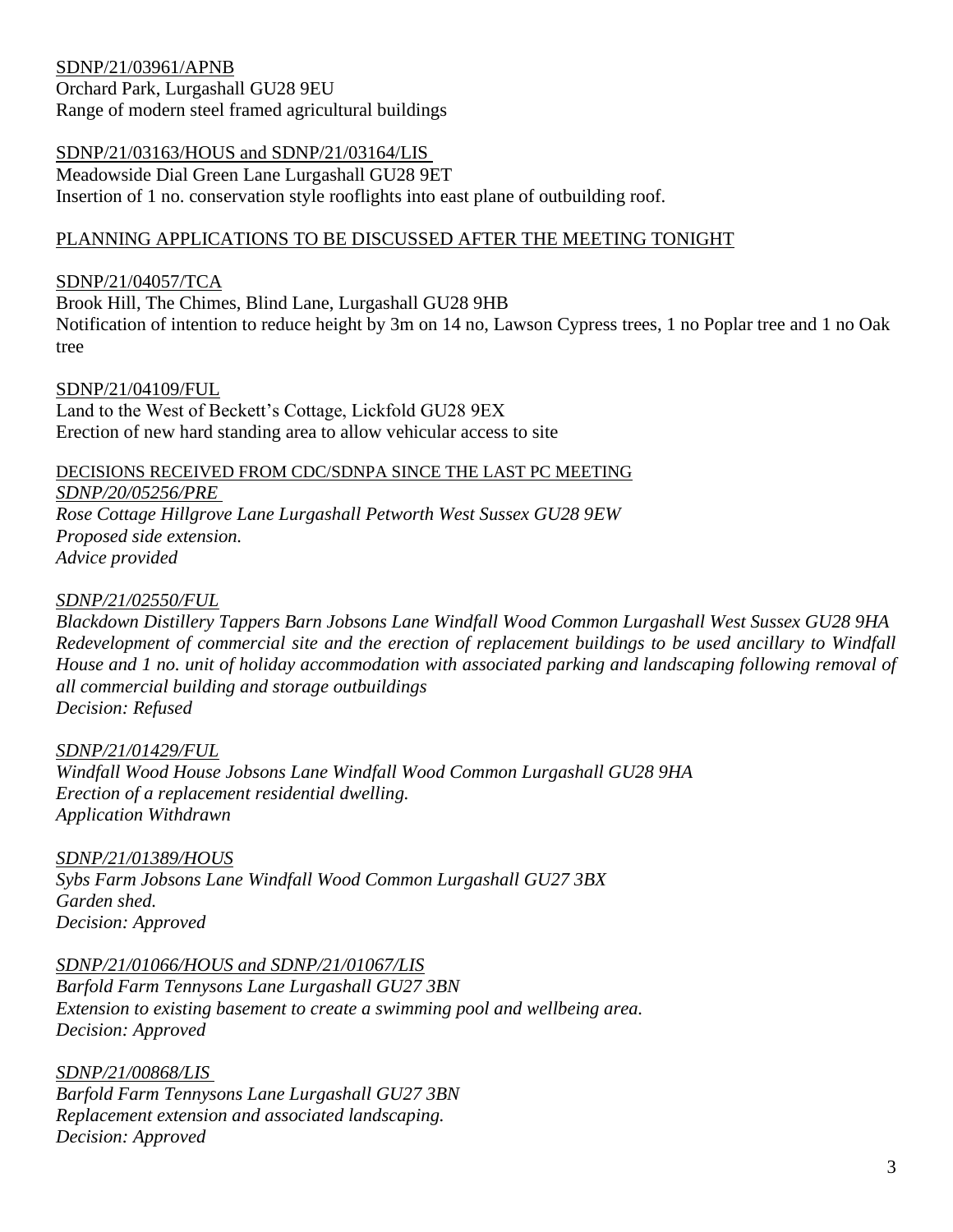<u>SDNP/21/03961/APNB</u>
Orchard Park, Lurgashall GU28 9EU
Range of modern steel framed agricultural buildings

<u>SDNP/21/03163/HOUS and SDNP/21/03164/LIS</u>
Meadowside Dial Green Lane Lurgashall GU28 9ET
Insertion of 1 no. conservation style rooflights into east plane of outbuilding roof.

<u>PLANNING APPLICATIONS TO BE DISCUSSED AFTER THE MEETING TONIGHT</u>

<u>SDNP/21/04057/TCA</u>
Brook Hill, The Chimes, Blind Lane, Lurgashall GU28 9HB
Notification of intention to reduce height by 3m on 14 no, Lawson Cypress trees, 1 no Poplar tree and 1 no Oak tree

<u>SDNP/21/04109/FUL</u>
Land to the West of Beckett's Cottage, Lickfold GU28 9EX
Erection of new hard standing area to allow vehicular access to site

<u>DECISIONS RECEIVED FROM CDC/SDNPA SINCE THE LAST PC MEETING</u>
*<u>SDNP/20/05256/PRE</u>*
*Rose Cottage Hillgrove Lane Lurgashall Petworth West Sussex GU28 9EW*
*Proposed side extension.*
*Advice provided*

*<u>SDNP/21/02550/FUL</u>*
*Blackdown Distillery Tappers Barn Jobsons Lane Windfall Wood Common Lurgashall West Sussex GU28 9HA*
*Redevelopment of commercial site and the erection of replacement buildings to be used ancillary to Windfall House and 1 no. unit of holiday accommodation with associated parking and landscaping following removal of all commercial building and storage outbuildings*
*Decision: Refused*

*<u>SDNP/21/01429/FUL</u>*
*Windfall Wood House Jobsons Lane Windfall Wood Common Lurgashall GU28 9HA*
*Erection of a replacement residential dwelling.*
*Application Withdrawn*

*<u>SDNP/21/01389/HOUS</u>*
*Sybs Farm Jobsons Lane Windfall Wood Common Lurgashall GU27 3BX*
*Garden shed.*
*Decision: Approved*

*<u>SDNP/21/01066/HOUS and SDNP/21/01067/LIS</u>*
*Barfold Farm Tennysons Lane Lurgashall GU27 3BN*
*Extension to existing basement to create a swimming pool and wellbeing area.*
*Decision: Approved*

*<u>SDNP/21/00868/LIS</u>*
*Barfold Farm Tennysons Lane Lurgashall GU27 3BN*
*Replacement extension and associated landscaping.*
*Decision: Approved*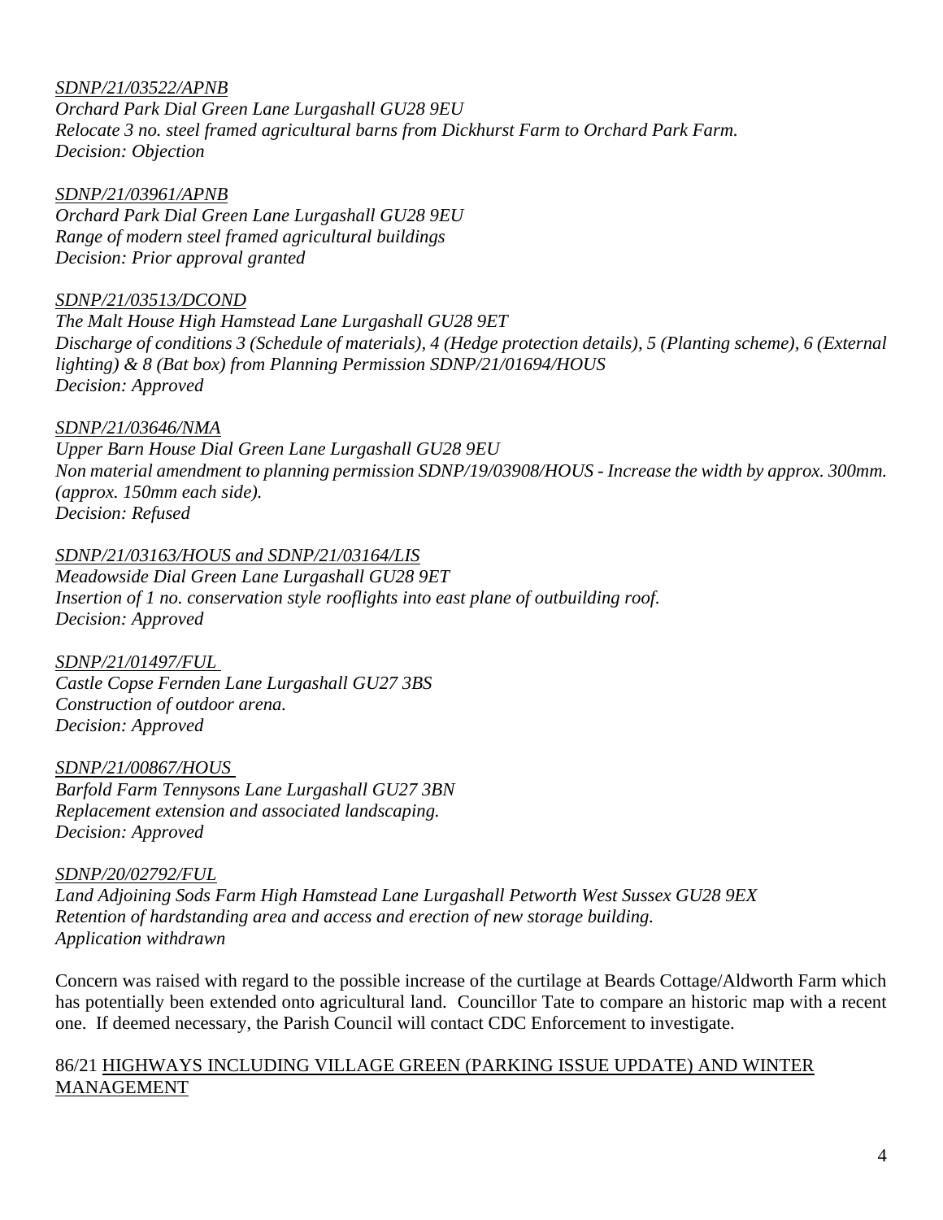*SDNP/21/03522/APNB*
*Orchard Park Dial Green Lane Lurgashall GU28 9EU*
*Relocate 3 no. steel framed agricultural barns from Dickhurst Farm to Orchard Park Farm.*
*Decision: Objection*

*SDNP/21/03961/APNB*
*Orchard Park Dial Green Lane Lurgashall GU28 9EU*
*Range of modern steel framed agricultural buildings*
*Decision: Prior approval granted*

*SDNP/21/03513/DCOND*
*The Malt House High Hamstead Lane Lurgashall GU28 9ET*
*Discharge of conditions 3 (Schedule of materials), 4 (Hedge protection details), 5 (Planting scheme), 6 (External lighting) & 8 (Bat box) from Planning Permission SDNP/21/01694/HOUS*
*Decision: Approved*

*SDNP/21/03646/NMA*
*Upper Barn House Dial Green Lane Lurgashall GU28 9EU*
*Non material amendment to planning permission SDNP/19/03908/HOUS - Increase the width by approx. 300mm. (approx. 150mm each side).*
*Decision: Refused*

*SDNP/21/03163/HOUS and SDNP/21/03164/LIS*
*Meadowside Dial Green Lane Lurgashall GU28 9ET*
*Insertion of 1 no. conservation style rooflights into east plane of outbuilding roof.*
*Decision: Approved*

*SDNP/21/01497/FUL*
*Castle Copse Fernden Lane Lurgashall GU27 3BS*
*Construction of outdoor arena.*
*Decision: Approved*

*SDNP/21/00867/HOUS*
*Barfold Farm Tennysons Lane Lurgashall GU27 3BN*
*Replacement extension and associated landscaping.*
*Decision: Approved*

*SDNP/20/02792/FUL*
*Land Adjoining Sods Farm High Hamstead Lane Lurgashall Petworth West Sussex GU28 9EX*
*Retention of hardstanding area and access and erection of new storage building.*
*Application withdrawn*

Concern was raised with regard to the possible increase of the curtilage at Beards Cottage/Aldworth Farm which has potentially been extended onto agricultural land. Councillor Tate to compare an historic map with a recent one. If deemed necessary, the Parish Council will contact CDC Enforcement to investigate.

86/21 HIGHWAYS INCLUDING VILLAGE GREEN (PARKING ISSUE UPDATE) AND WINTER MANAGEMENT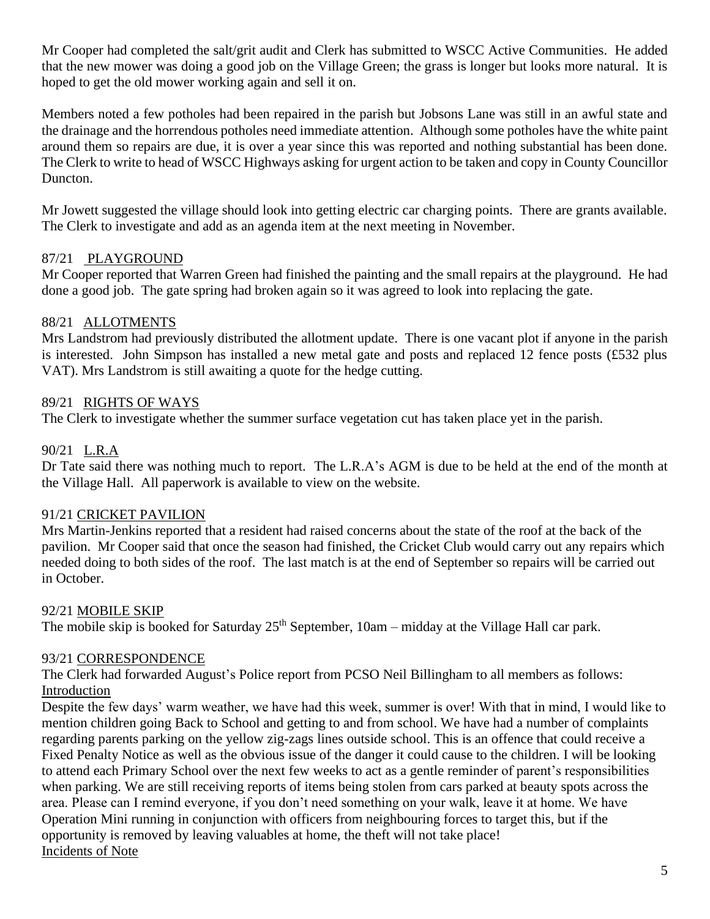Mr Cooper had completed the salt/grit audit and Clerk has submitted to WSCC Active Communities. He added that the new mower was doing a good job on the Village Green; the grass is longer but looks more natural. It is hoped to get the old mower working again and sell it on.

Members noted a few potholes had been repaired in the parish but Jobsons Lane was still in an awful state and the drainage and the horrendous potholes need immediate attention. Although some potholes have the white paint around them so repairs are due, it is over a year since this was reported and nothing substantial has been done. The Clerk to write to head of WSCC Highways asking for urgent action to be taken and copy in County Councillor Duncton.

Mr Jowett suggested the village should look into getting electric car charging points. There are grants available. The Clerk to investigate and add as an agenda item at the next meeting in November.

87/21 <u>PLAYGROUND</u>

Mr Cooper reported that Warren Green had finished the painting and the small repairs at the playground. He had done a good job. The gate spring had broken again so it was agreed to look into replacing the gate.

88/21 <u>ALLOTMENTS</u>

Mrs Landstrom had previously distributed the allotment update. There is one vacant plot if anyone in the parish is interested. John Simpson has installed a new metal gate and posts and replaced 12 fence posts (£532 plus VAT). Mrs Landstrom is still awaiting a quote for the hedge cutting.

89/21 <u>RIGHTS OF WAYS</u>

The Clerk to investigate whether the summer surface vegetation cut has taken place yet in the parish.

90/21 <u>L.R.A</u>

Dr Tate said there was nothing much to report. The L.R.A's AGM is due to be held at the end of the month at the Village Hall. All paperwork is available to view on the website.

91/21 <u>CRICKET PAVILION</u>

Mrs Martin-Jenkins reported that a resident had raised concerns about the state of the roof at the back of the pavilion. Mr Cooper said that once the season had finished, the Cricket Club would carry out any repairs which needed doing to both sides of the roof. The last match is at the end of September so repairs will be carried out in October.

92/21 <u>MOBILE SKIP</u>

The mobile skip is booked for Saturday 25th September, 10am – midday at the Village Hall car park.

93/21 <u>CORRESPONDENCE</u>

The Clerk had forwarded August's Police report from PCSO Neil Billingham to all members as follows:

<u>Introduction</u>

Despite the few days' warm weather, we have had this week, summer is over! With that in mind, I would like to mention children going Back to School and getting to and from school. We have had a number of complaints regarding parents parking on the yellow zig-zags lines outside school. This is an offence that could receive a Fixed Penalty Notice as well as the obvious issue of the danger it could cause to the children. I will be looking to attend each Primary School over the next few weeks to act as a gentle reminder of parent's responsibilities when parking. We are still receiving reports of items being stolen from cars parked at beauty spots across the area. Please can I remind everyone, if you don't need something on your walk, leave it at home. We have Operation Mini running in conjunction with officers from neighbouring forces to target this, but if the opportunity is removed by leaving valuables at home, the theft will not take place!

<u>Incidents of Note</u>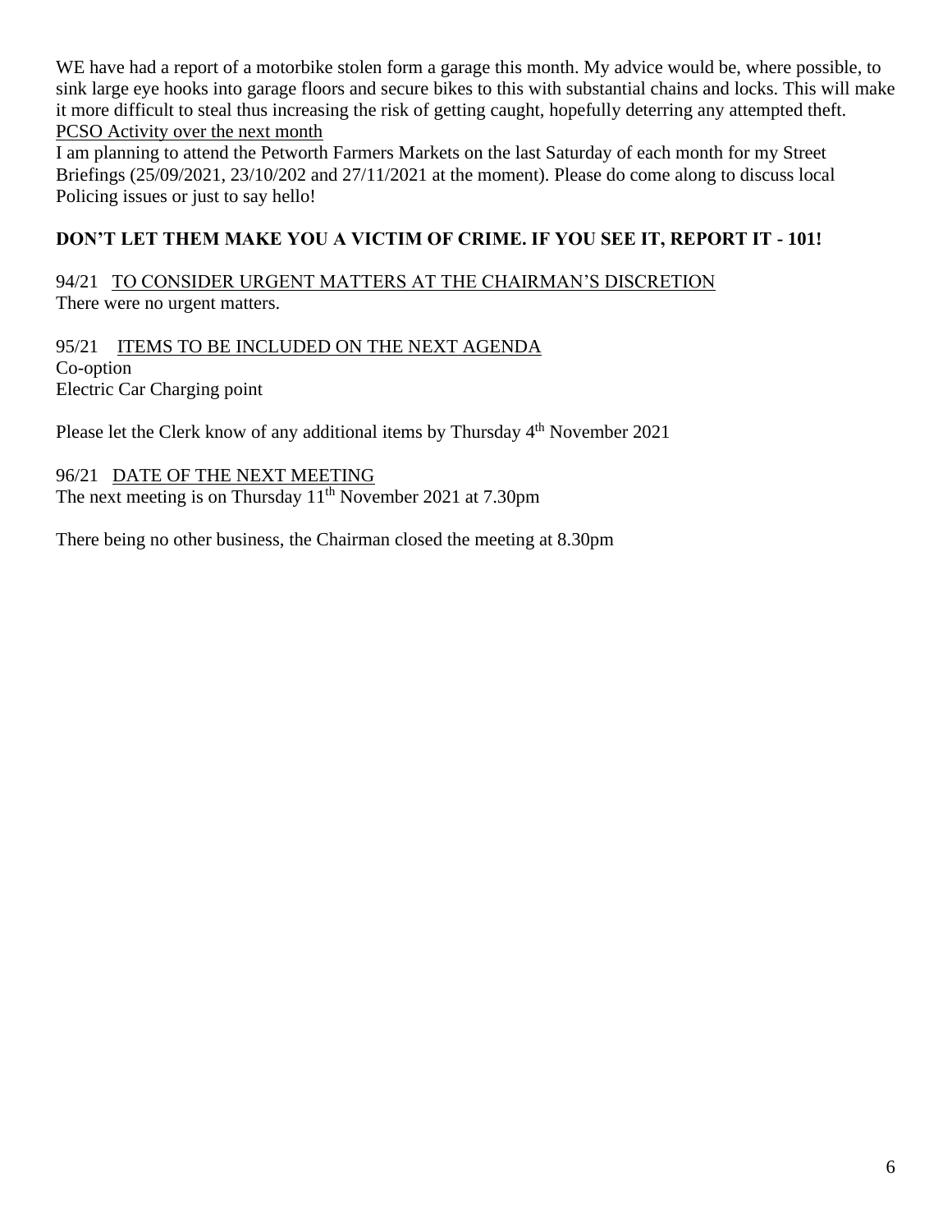WE have had a report of a motorbike stolen form a garage this month. My advice would be, where possible, to sink large eye hooks into garage floors and secure bikes to this with substantial chains and locks. This will make it more difficult to steal thus increasing the risk of getting caught, hopefully deterring any attempted theft.

PCSO Activity over the next month

I am planning to attend the Petworth Farmers Markets on the last Saturday of each month for my Street Briefings (25/09/2021, 23/10/202 and 27/11/2021 at the moment). Please do come along to discuss local Policing issues or just to say hello!

**DON'T LET THEM MAKE YOU A VICTIM OF CRIME. IF YOU SEE IT, REPORT IT - 101!**

94/21 TO CONSIDER URGENT MATTERS AT THE CHAIRMAN'S DISCRETION

There were no urgent matters.

95/21 ITEMS TO BE INCLUDED ON THE NEXT AGENDA

Co-option

Electric Car Charging point

Please let the Clerk know of any additional items by Thursday 4th November 2021

96/21 DATE OF THE NEXT MEETING

The next meeting is on Thursday 11th November 2021 at 7.30pm

There being no other business, the Chairman closed the meeting at 8.30pm